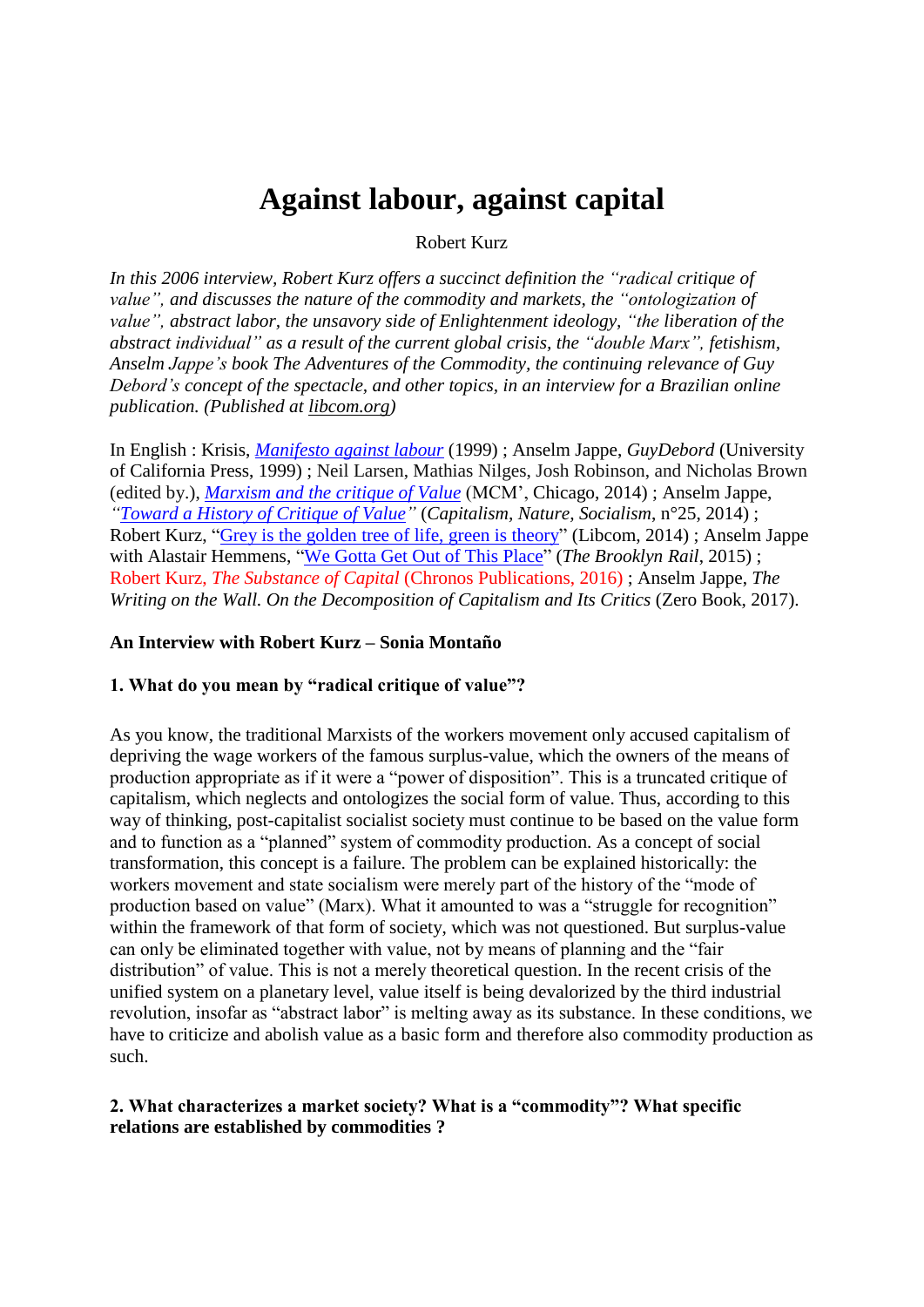# Against labour, against capital

Robert Kurz

*In this 2006 interview, Robert Kurz offers a succinct definition the "radical critique of value", and discusses the nature of the commodity and markets, the "ontologization of value", abstract labor, the unsavory side of Enlightenment ideology, "the liberation of the abstract individual" as a result of the current global crisis, the "double Marx", fetishism, Anselm Jappe's book The Adventures of the Commodity, the continuing relevance of Guy Debord's concept of the spectacle, and other topics, in an interview for a Brazilian online publication. (Published at libcom.org)*

In English : Krisis, *Manifesto against labour* (1999) ; Anselm Jappe, *GuyDebord* (University of California Press, 1999) ; Neil Larsen, Mathias Nilges, Josh Robinson, and Nicholas Brown (edited by.), *Marxism and the critique of Value* (MCM', Chicago, 2014) ; Anselm Jappe, *"Toward a History of Critique of Value"* (*Capitalism, Nature, Socialism*, n°25, 2014) ; Robert Kurz, "Grey is the golden tree of life, green is theory" (Libcom, 2014) ; Anselm Jappe with Alastair Hemmens, "We Gotta Get Out of This Place" (*The Brooklyn Rail*, 2015) ; Robert Kurz, *The Substance of Capital* (Chronos Publications, 2016) ; Anselm Jappe, *The Writing on the Wall. On the Decomposition of Capitalism and Its Critics* (Zero Book, 2017).

**An Interview with Robert Kurz – Sonia Montaño**

**1. What do you mean by "radical critique of value"?**

As you know, the traditional Marxists of the workers movement only accused capitalism of depriving the wage workers of the famous surplus-value, which the owners of the means of production appropriate as if it were a "power of disposition". This is a truncated critique of capitalism, which neglects and ontologizes the social form of value. Thus, according to this way of thinking, post-capitalist socialist society must continue to be based on the value form and to function as a "planned" system of commodity production. As a concept of social transformation, this concept is a failure. The problem can be explained historically: the workers movement and state socialism were merely part of the history of the "mode of production based on value" (Marx). What it amounted to was a "struggle for recognition" within the framework of that form of society, which was not questioned. But surplus-value can only be eliminated together with value, not by means of planning and the "fair distribution" of value. This is not a merely theoretical question. In the recent crisis of the unified system on a planetary level, value itself is being devalorized by the third industrial revolution, insofar as "abstract labor" is melting away as its substance. In these conditions, we have to criticize and abolish value as a basic form and therefore also commodity production as such.

**2. What characterizes a market society? What is a "commodity"? What specific relations are established by commodities ?**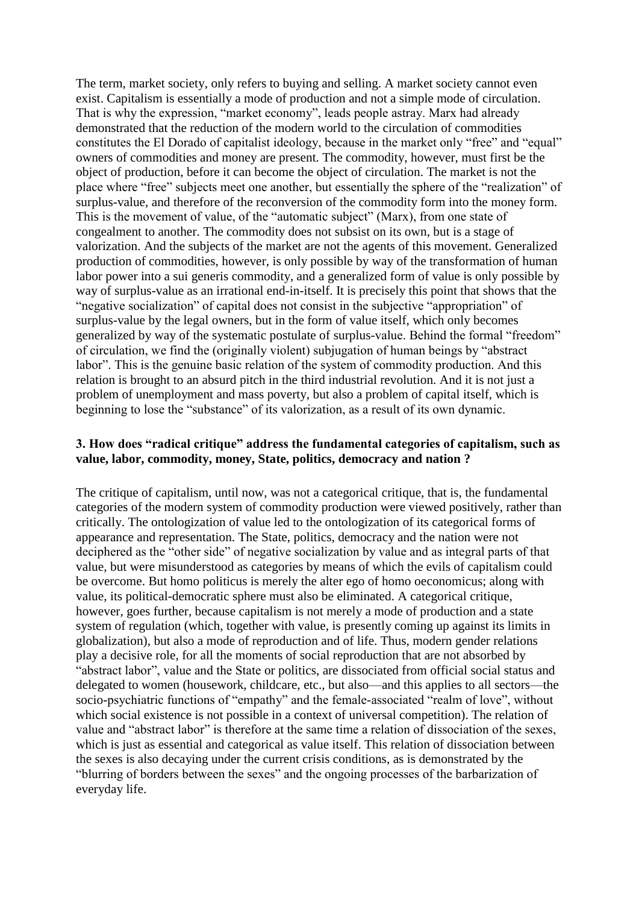The term, market society, only refers to buying and selling. A market society cannot even exist. Capitalism is essentially a mode of production and not a simple mode of circulation. That is why the expression, "market economy", leads people astray. Marx had already demonstrated that the reduction of the modern world to the circulation of commodities constitutes the El Dorado of capitalist ideology, because in the market only "free" and "equal" owners of commodities and money are present. The commodity, however, must first be the object of production, before it can become the object of circulation. The market is not the place where "free" subjects meet one another, but essentially the sphere of the "realization" of surplus-value, and therefore of the reconversion of the commodity form into the money form. This is the movement of value, of the "automatic subject" (Marx), from one state of congealment to another. The commodity does not subsist on its own, but is a stage of valorization. And the subjects of the market are not the agents of this movement. Generalized production of commodities, however, is only possible by way of the transformation of human labor power into a sui generis commodity, and a generalized form of value is only possible by way of surplus-value as an irrational end-in-itself. It is precisely this point that shows that the "negative socialization" of capital does not consist in the subjective "appropriation" of surplus-value by the legal owners, but in the form of value itself, which only becomes generalized by way of the systematic postulate of surplus-value. Behind the formal "freedom" of circulation, we find the (originally violent) subjugation of human beings by "abstract labor". This is the genuine basic relation of the system of commodity production. And this relation is brought to an absurd pitch in the third industrial revolution. And it is not just a problem of unemployment and mass poverty, but also a problem of capital itself, which is beginning to lose the "substance" of its valorization, as a result of its own dynamic.

### 3. How does "radical critique" address the fundamental categories of capitalism, such as value, labor, commodity, money, State, politics, democracy and nation ?

The critique of capitalism, until now, was not a categorical critique, that is, the fundamental categories of the modern system of commodity production were viewed positively, rather than critically. The ontologization of value led to the ontologization of its categorical forms of appearance and representation. The State, politics, democracy and the nation were not deciphered as the "other side" of negative socialization by value and as integral parts of that value, but were misunderstood as categories by means of which the evils of capitalism could be overcome. But homo politicus is merely the alter ego of homo oeconomicus; along with value, its political-democratic sphere must also be eliminated. A categorical critique, however, goes further, because capitalism is not merely a mode of production and a state system of regulation (which, together with value, is presently coming up against its limits in globalization), but also a mode of reproduction and of life. Thus, modern gender relations play a decisive role, for all the moments of social reproduction that are not absorbed by "abstract labor", value and the State or politics, are dissociated from official social status and delegated to women (housework, childcare, etc., but also—and this applies to all sectors—the socio-psychiatric functions of "empathy" and the female-associated "realm of love", without which social existence is not possible in a context of universal competition). The relation of value and "abstract labor" is therefore at the same time a relation of dissociation of the sexes, which is just as essential and categorical as value itself. This relation of dissociation between the sexes is also decaying under the current crisis conditions, as is demonstrated by the "blurring of borders between the sexes" and the ongoing processes of the barbarization of everyday life.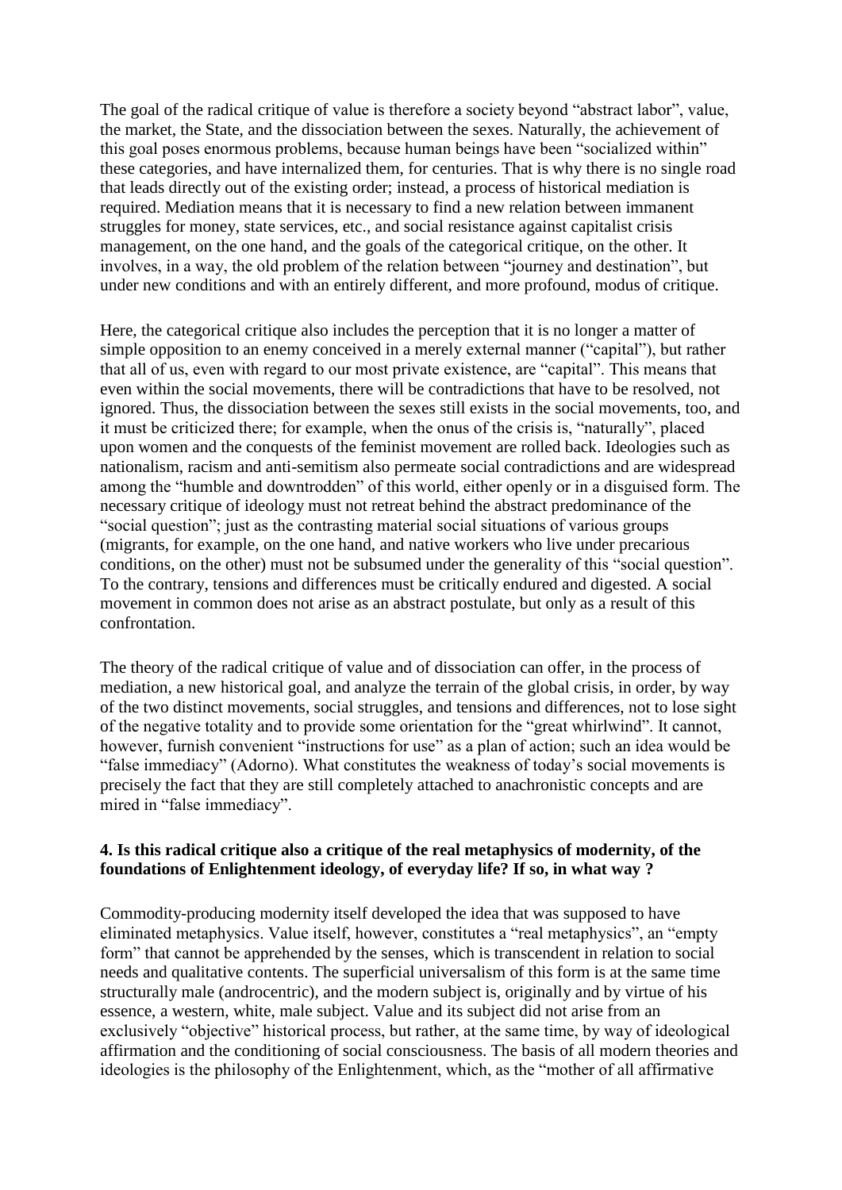The goal of the radical critique of value is therefore a society beyond "abstract labor", value, the market, the State, and the dissociation between the sexes. Naturally, the achievement of this goal poses enormous problems, because human beings have been "socialized within" these categories, and have internalized them, for centuries. That is why there is no single road that leads directly out of the existing order; instead, a process of historical mediation is required. Mediation means that it is necessary to find a new relation between immanent struggles for money, state services, etc., and social resistance against capitalist crisis management, on the one hand, and the goals of the categorical critique, on the other. It involves, in a way, the old problem of the relation between "journey and destination", but under new conditions and with an entirely different, and more profound, modus of critique.

Here, the categorical critique also includes the perception that it is no longer a matter of simple opposition to an enemy conceived in a merely external manner ("capital"), but rather that all of us, even with regard to our most private existence, are "capital". This means that even within the social movements, there will be contradictions that have to be resolved, not ignored. Thus, the dissociation between the sexes still exists in the social movements, too, and it must be criticized there; for example, when the onus of the crisis is, "naturally", placed upon women and the conquests of the feminist movement are rolled back. Ideologies such as nationalism, racism and anti-semitism also permeate social contradictions and are widespread among the "humble and downtrodden" of this world, either openly or in a disguised form. The necessary critique of ideology must not retreat behind the abstract predominance of the "social question"; just as the contrasting material social situations of various groups (migrants, for example, on the one hand, and native workers who live under precarious conditions, on the other) must not be subsumed under the generality of this "social question". To the contrary, tensions and differences must be critically endured and digested. A social movement in common does not arise as an abstract postulate, but only as a result of this confrontation.

The theory of the radical critique of value and of dissociation can offer, in the process of mediation, a new historical goal, and analyze the terrain of the global crisis, in order, by way of the two distinct movements, social struggles, and tensions and differences, not to lose sight of the negative totality and to provide some orientation for the "great whirlwind". It cannot, however, furnish convenient "instructions for use" as a plan of action; such an idea would be "false immediacy" (Adorno). What constitutes the weakness of today's social movements is precisely the fact that they are still completely attached to anachronistic concepts and are mired in "false immediacy".

#### 4. Is this radical critique also a critique of the real metaphysics of modernity, of the foundations of Enlightenment ideology, of everyday life? If so, in what way ?

Commodity-producing modernity itself developed the idea that was supposed to have eliminated metaphysics. Value itself, however, constitutes a "real metaphysics", an "empty form" that cannot be apprehended by the senses, which is transcendent in relation to social needs and qualitative contents. The superficial universalism of this form is at the same time structurally male (androcentric), and the modern subject is, originally and by virtue of his essence, a western, white, male subject. Value and its subject did not arise from an exclusively "objective" historical process, but rather, at the same time, by way of ideological affirmation and the conditioning of social consciousness. The basis of all modern theories and ideologies is the philosophy of the Enlightenment, which, as the "mother of all affirmative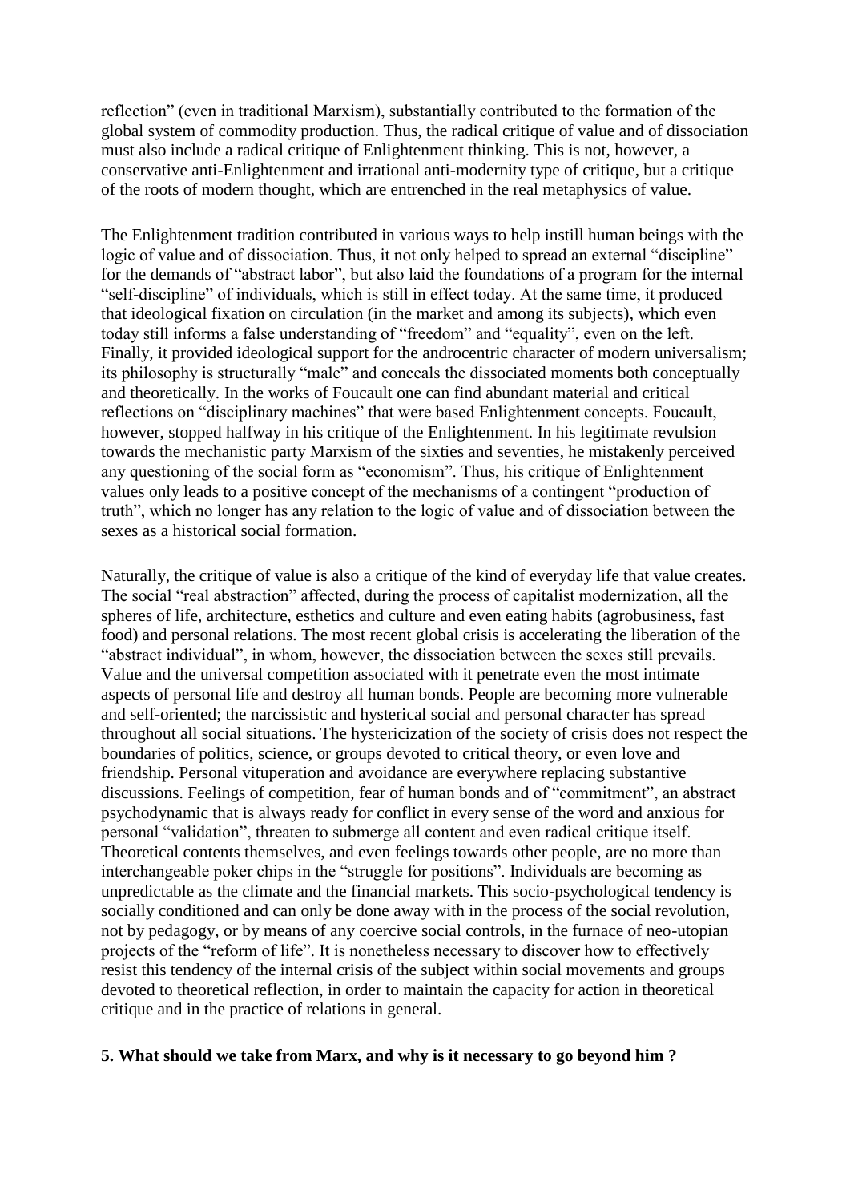reflection" (even in traditional Marxism), substantially contributed to the formation of the global system of commodity production. Thus, the radical critique of value and of dissociation must also include a radical critique of Enlightenment thinking. This is not, however, a conservative anti-Enlightenment and irrational anti-modernity type of critique, but a critique of the roots of modern thought, which are entrenched in the real metaphysics of value.

The Enlightenment tradition contributed in various ways to help instill human beings with the logic of value and of dissociation. Thus, it not only helped to spread an external "discipline" for the demands of "abstract labor", but also laid the foundations of a program for the internal "self-discipline" of individuals, which is still in effect today. At the same time, it produced that ideological fixation on circulation (in the market and among its subjects), which even today still informs a false understanding of "freedom" and "equality", even on the left. Finally, it provided ideological support for the androcentric character of modern universalism; its philosophy is structurally "male" and conceals the dissociated moments both conceptually and theoretically. In the works of Foucault one can find abundant material and critical reflections on "disciplinary machines" that were based Enlightenment concepts. Foucault, however, stopped halfway in his critique of the Enlightenment. In his legitimate revulsion towards the mechanistic party Marxism of the sixties and seventies, he mistakenly perceived any questioning of the social form as "economism". Thus, his critique of Enlightenment values only leads to a positive concept of the mechanisms of a contingent "production of truth", which no longer has any relation to the logic of value and of dissociation between the sexes as a historical social formation.

Naturally, the critique of value is also a critique of the kind of everyday life that value creates. The social "real abstraction" affected, during the process of capitalist modernization, all the spheres of life, architecture, esthetics and culture and even eating habits (agrobusiness, fast food) and personal relations. The most recent global crisis is accelerating the liberation of the "abstract individual", in whom, however, the dissociation between the sexes still prevails. Value and the universal competition associated with it penetrate even the most intimate aspects of personal life and destroy all human bonds. People are becoming more vulnerable and self-oriented; the narcissistic and hysterical social and personal character has spread throughout all social situations. The hystericization of the society of crisis does not respect the boundaries of politics, science, or groups devoted to critical theory, or even love and friendship. Personal vituperation and avoidance are everywhere replacing substantive discussions. Feelings of competition, fear of human bonds and of "commitment", an abstract psychodynamic that is always ready for conflict in every sense of the word and anxious for personal "validation", threaten to submerge all content and even radical critique itself. Theoretical contents themselves, and even feelings towards other people, are no more than interchangeable poker chips in the "struggle for positions". Individuals are becoming as unpredictable as the climate and the financial markets. This socio-psychological tendency is socially conditioned and can only be done away with in the process of the social revolution, not by pedagogy, or by means of any coercive social controls, in the furnace of neo-utopian projects of the "reform of life". It is nonetheless necessary to discover how to effectively resist this tendency of the internal crisis of the subject within social movements and groups devoted to theoretical reflection, in order to maintain the capacity for action in theoretical critique and in the practice of relations in general.

## 5. What should we take from Marx, and why is it necessary to go beyond him ?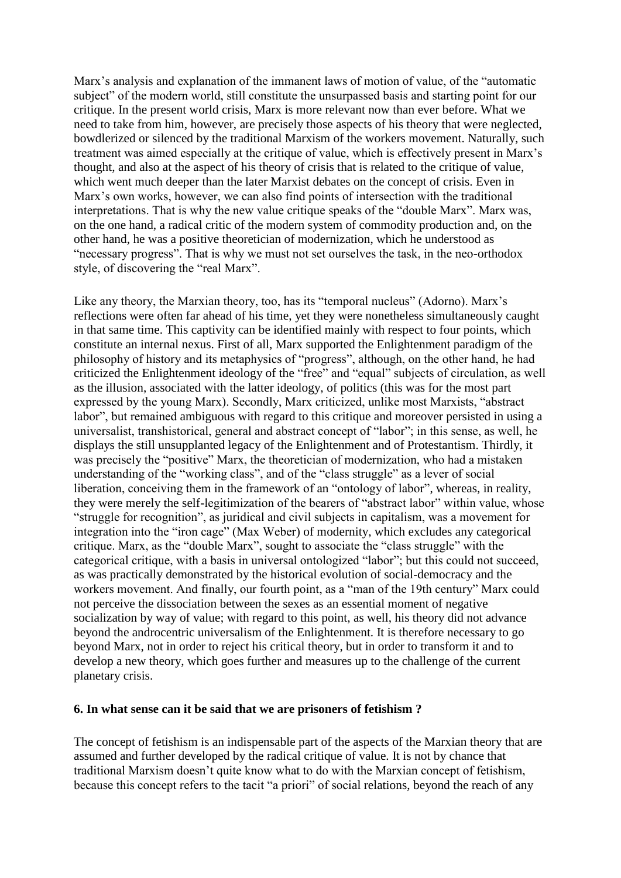Marx's analysis and explanation of the immanent laws of motion of value, of the "automatic subject" of the modern world, still constitute the unsurpassed basis and starting point for our critique. In the present world crisis, Marx is more relevant now than ever before. What we need to take from him, however, are precisely those aspects of his theory that were neglected, bowdlerized or silenced by the traditional Marxism of the workers movement. Naturally, such treatment was aimed especially at the critique of value, which is effectively present in Marx's thought, and also at the aspect of his theory of crisis that is related to the critique of value, which went much deeper than the later Marxist debates on the concept of crisis. Even in Marx's own works, however, we can also find points of intersection with the traditional interpretations. That is why the new value critique speaks of the "double Marx". Marx was, on the one hand, a radical critic of the modern system of commodity production and, on the other hand, he was a positive theoretician of modernization, which he understood as "necessary progress". That is why we must not set ourselves the task, in the neo-orthodox style, of discovering the "real Marx".

Like any theory, the Marxian theory, too, has its "temporal nucleus" (Adorno). Marx's reflections were often far ahead of his time, yet they were nonetheless simultaneously caught in that same time. This captivity can be identified mainly with respect to four points, which constitute an internal nexus. First of all, Marx supported the Enlightenment paradigm of the philosophy of history and its metaphysics of "progress", although, on the other hand, he had criticized the Enlightenment ideology of the "free" and "equal" subjects of circulation, as well as the illusion, associated with the latter ideology, of politics (this was for the most part expressed by the young Marx). Secondly, Marx criticized, unlike most Marxists, "abstract labor", but remained ambiguous with regard to this critique and moreover persisted in using a universalist, transhistorical, general and abstract concept of "labor"; in this sense, as well, he displays the still unsupplanted legacy of the Enlightenment and of Protestantism. Thirdly, it was precisely the "positive" Marx, the theoretician of modernization, who had a mistaken understanding of the "working class", and of the "class struggle" as a lever of social liberation, conceiving them in the framework of an "ontology of labor", whereas, in reality, they were merely the self-legitimization of the bearers of "abstract labor" within value, whose "struggle for recognition", as juridical and civil subjects in capitalism, was a movement for integration into the "iron cage" (Max Weber) of modernity, which excludes any categorical critique. Marx, as the "double Marx", sought to associate the "class struggle" with the categorical critique, with a basis in universal ontologized "labor"; but this could not succeed, as was practically demonstrated by the historical evolution of social-democracy and the workers movement. And finally, our fourth point, as a "man of the 19th century" Marx could not perceive the dissociation between the sexes as an essential moment of negative socialization by way of value; with regard to this point, as well, his theory did not advance beyond the androcentric universalism of the Enlightenment. It is therefore necessary to go beyond Marx, not in order to reject his critical theory, but in order to transform it and to develop a new theory, which goes further and measures up to the challenge of the current planetary crisis.

**6. In what sense can it be said that we are prisoners of fetishism ?**

The concept of fetishism is an indispensable part of the aspects of the Marxian theory that are assumed and further developed by the radical critique of value. It is not by chance that traditional Marxism doesn't quite know what to do with the Marxian concept of fetishism, because this concept refers to the tacit "a priori" of social relations, beyond the reach of any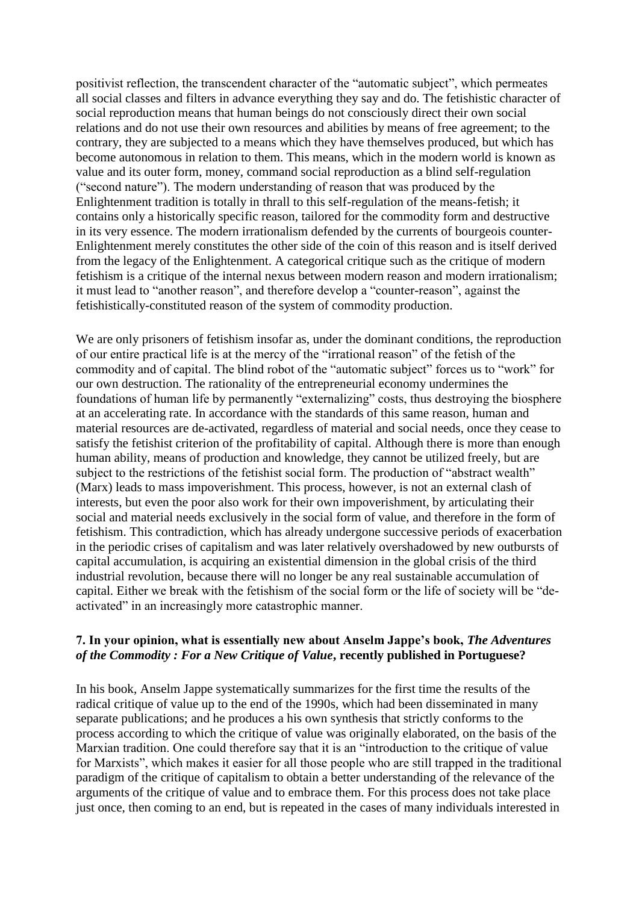positivist reflection, the transcendent character of the "automatic subject", which permeates all social classes and filters in advance everything they say and do. The fetishistic character of social reproduction means that human beings do not consciously direct their own social relations and do not use their own resources and abilities by means of free agreement; to the contrary, they are subjected to a means which they have themselves produced, but which has become autonomous in relation to them. This means, which in the modern world is known as value and its outer form, money, command social reproduction as a blind self-regulation ("second nature"). The modern understanding of reason that was produced by the Enlightenment tradition is totally in thrall to this self-regulation of the means-fetish; it contains only a historically specific reason, tailored for the commodity form and destructive in its very essence. The modern irrationalism defended by the currents of bourgeois counter-Enlightenment merely constitutes the other side of the coin of this reason and is itself derived from the legacy of the Enlightenment. A categorical critique such as the critique of modern fetishism is a critique of the internal nexus between modern reason and modern irrationalism; it must lead to "another reason", and therefore develop a "counter-reason", against the fetishistically-constituted reason of the system of commodity production.

We are only prisoners of fetishism insofar as, under the dominant conditions, the reproduction of our entire practical life is at the mercy of the "irrational reason" of the fetish of the commodity and of capital. The blind robot of the "automatic subject" forces us to "work" for our own destruction. The rationality of the entrepreneurial economy undermines the foundations of human life by permanently "externalizing" costs, thus destroying the biosphere at an accelerating rate. In accordance with the standards of this same reason, human and material resources are de-activated, regardless of material and social needs, once they cease to satisfy the fetishist criterion of the profitability of capital. Although there is more than enough human ability, means of production and knowledge, they cannot be utilized freely, but are subject to the restrictions of the fetishist social form. The production of "abstract wealth" (Marx) leads to mass impoverishment. This process, however, is not an external clash of interests, but even the poor also work for their own impoverishment, by articulating their social and material needs exclusively in the social form of value, and therefore in the form of fetishism. This contradiction, which has already undergone successive periods of exacerbation in the periodic crises of capitalism and was later relatively overshadowed by new outbursts of capital accumulation, is acquiring an existential dimension in the global crisis of the third industrial revolution, because there will no longer be any real sustainable accumulation of capital. Either we break with the fetishism of the social form or the life of society will be "de-activated" in an increasingly more catastrophic manner.

**7. In your opinion, what is essentially new about Anselm Jappe's book, *The Adventures of the Commodity : For a New Critique of Value*, recently published in Portuguese?**

In his book, Anselm Jappe systematically summarizes for the first time the results of the radical critique of value up to the end of the 1990s, which had been disseminated in many separate publications; and he produces a his own synthesis that strictly conforms to the process according to which the critique of value was originally elaborated, on the basis of the Marxian tradition. One could therefore say that it is an "introduction to the critique of value for Marxists", which makes it easier for all those people who are still trapped in the traditional paradigm of the critique of capitalism to obtain a better understanding of the relevance of the arguments of the critique of value and to embrace them. For this process does not take place just once, then coming to an end, but is repeated in the cases of many individuals interested in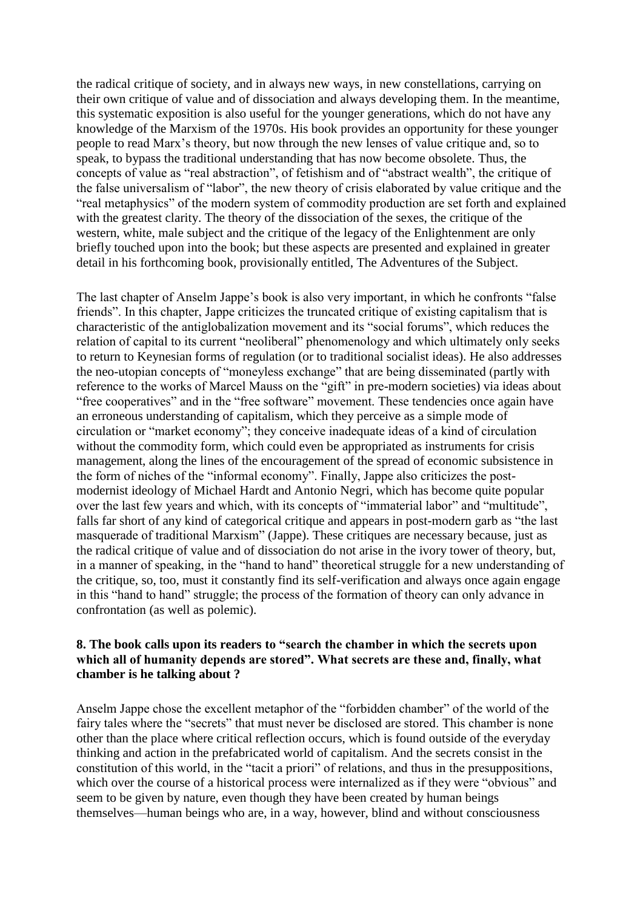the radical critique of society, and in always new ways, in new constellations, carrying on their own critique of value and of dissociation and always developing them. In the meantime, this systematic exposition is also useful for the younger generations, which do not have any knowledge of the Marxism of the 1970s. His book provides an opportunity for these younger people to read Marx's theory, but now through the new lenses of value critique and, so to speak, to bypass the traditional understanding that has now become obsolete. Thus, the concepts of value as "real abstraction", of fetishism and of "abstract wealth", the critique of the false universalism of "labor", the new theory of crisis elaborated by value critique and the "real metaphysics" of the modern system of commodity production are set forth and explained with the greatest clarity. The theory of the dissociation of the sexes, the critique of the western, white, male subject and the critique of the legacy of the Enlightenment are only briefly touched upon into the book; but these aspects are presented and explained in greater detail in his forthcoming book, provisionally entitled, The Adventures of the Subject.

The last chapter of Anselm Jappe's book is also very important, in which he confronts "false friends". In this chapter, Jappe criticizes the truncated critique of existing capitalism that is characteristic of the antiglobalization movement and its "social forums", which reduces the relation of capital to its current "neoliberal" phenomenology and which ultimately only seeks to return to Keynesian forms of regulation (or to traditional socialist ideas). He also addresses the neo-utopian concepts of "moneyless exchange" that are being disseminated (partly with reference to the works of Marcel Mauss on the "gift" in pre-modern societies) via ideas about "free cooperatives" and in the "free software" movement. These tendencies once again have an erroneous understanding of capitalism, which they perceive as a simple mode of circulation or "market economy"; they conceive inadequate ideas of a kind of circulation without the commodity form, which could even be appropriated as instruments for crisis management, along the lines of the encouragement of the spread of economic subsistence in the form of niches of the "informal economy". Finally, Jappe also criticizes the post-modernist ideology of Michael Hardt and Antonio Negri, which has become quite popular over the last few years and which, with its concepts of "immaterial labor" and "multitude", falls far short of any kind of categorical critique and appears in post-modern garb as "the last masquerade of traditional Marxism" (Jappe). These critiques are necessary because, just as the radical critique of value and of dissociation do not arise in the ivory tower of theory, but, in a manner of speaking, in the "hand to hand" theoretical struggle for a new understanding of the critique, so, too, must it constantly find its self-verification and always once again engage in this "hand to hand" struggle; the process of the formation of theory can only advance in confrontation (as well as polemic).

**8. The book calls upon its readers to "search the chamber in which the secrets upon which all of humanity depends are stored". What secrets are these and, finally, what chamber is he talking about ?**

Anselm Jappe chose the excellent metaphor of the "forbidden chamber" of the world of the fairy tales where the "secrets" that must never be disclosed are stored. This chamber is none other than the place where critical reflection occurs, which is found outside of the everyday thinking and action in the prefabricated world of capitalism. And the secrets consist in the constitution of this world, in the "tacit a priori" of relations, and thus in the presuppositions, which over the course of a historical process were internalized as if they were "obvious" and seem to be given by nature, even though they have been created by human beings themselves—human beings who are, in a way, however, blind and without consciousness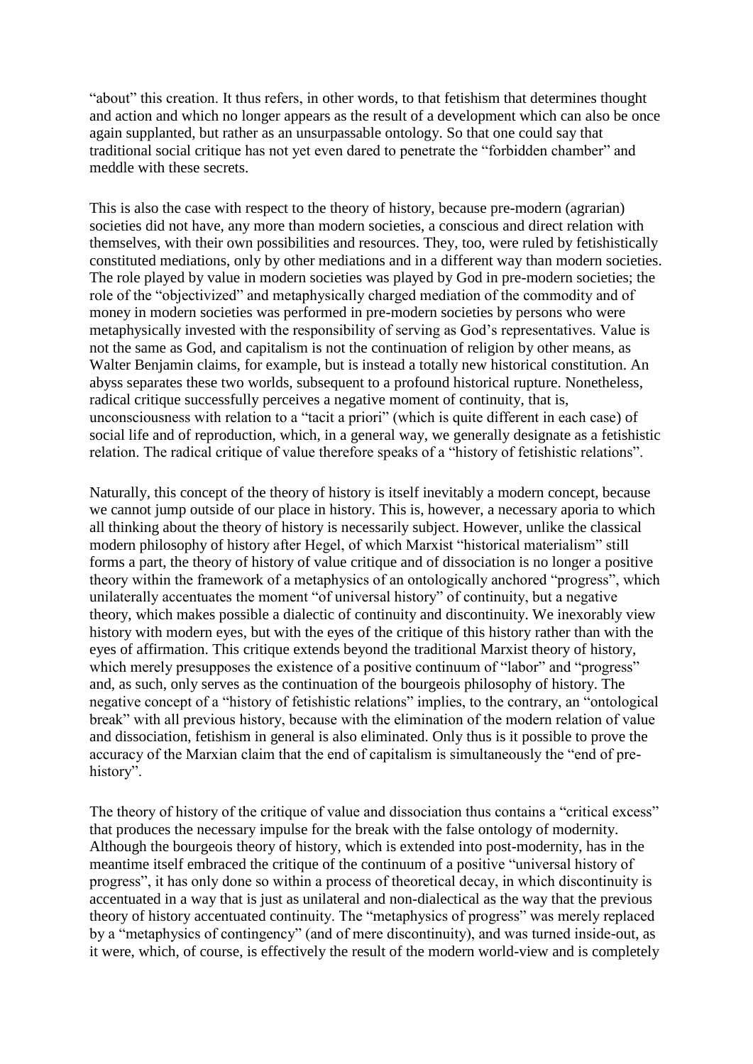"about" this creation. It thus refers, in other words, to that fetishism that determines thought and action and which no longer appears as the result of a development which can also be once again supplanted, but rather as an unsurpassable ontology. So that one could say that traditional social critique has not yet even dared to penetrate the "forbidden chamber" and meddle with these secrets.

This is also the case with respect to the theory of history, because pre-modern (agrarian) societies did not have, any more than modern societies, a conscious and direct relation with themselves, with their own possibilities and resources. They, too, were ruled by fetishistically constituted mediations, only by other mediations and in a different way than modern societies. The role played by value in modern societies was played by God in pre-modern societies; the role of the "objectivized" and metaphysically charged mediation of the commodity and of money in modern societies was performed in pre-modern societies by persons who were metaphysically invested with the responsibility of serving as God's representatives. Value is not the same as God, and capitalism is not the continuation of religion by other means, as Walter Benjamin claims, for example, but is instead a totally new historical constitution. An abyss separates these two worlds, subsequent to a profound historical rupture. Nonetheless, radical critique successfully perceives a negative moment of continuity, that is, unconsciousness with relation to a "tacit a priori" (which is quite different in each case) of social life and of reproduction, which, in a general way, we generally designate as a fetishistic relation. The radical critique of value therefore speaks of a "history of fetishistic relations".

Naturally, this concept of the theory of history is itself inevitably a modern concept, because we cannot jump outside of our place in history. This is, however, a necessary aporia to which all thinking about the theory of history is necessarily subject. However, unlike the classical modern philosophy of history after Hegel, of which Marxist "historical materialism" still forms a part, the theory of history of value critique and of dissociation is no longer a positive theory within the framework of a metaphysics of an ontologically anchored "progress", which unilaterally accentuates the moment "of universal history" of continuity, but a negative theory, which makes possible a dialectic of continuity and discontinuity. We inexorably view history with modern eyes, but with the eyes of the critique of this history rather than with the eyes of affirmation. This critique extends beyond the traditional Marxist theory of history, which merely presupposes the existence of a positive continuum of "labor" and "progress" and, as such, only serves as the continuation of the bourgeois philosophy of history. The negative concept of a "history of fetishistic relations" implies, to the contrary, an "ontological break" with all previous history, because with the elimination of the modern relation of value and dissociation, fetishism in general is also eliminated. Only thus is it possible to prove the accuracy of the Marxian claim that the end of capitalism is simultaneously the "end of pre-history".

The theory of history of the critique of value and dissociation thus contains a "critical excess" that produces the necessary impulse for the break with the false ontology of modernity. Although the bourgeois theory of history, which is extended into post-modernity, has in the meantime itself embraced the critique of the continuum of a positive "universal history of progress", it has only done so within a process of theoretical decay, in which discontinuity is accentuated in a way that is just as unilateral and non-dialectical as the way that the previous theory of history accentuated continuity. The "metaphysics of progress" was merely replaced by a "metaphysics of contingency" (and of mere discontinuity), and was turned inside-out, as it were, which, of course, is effectively the result of the modern world-view and is completely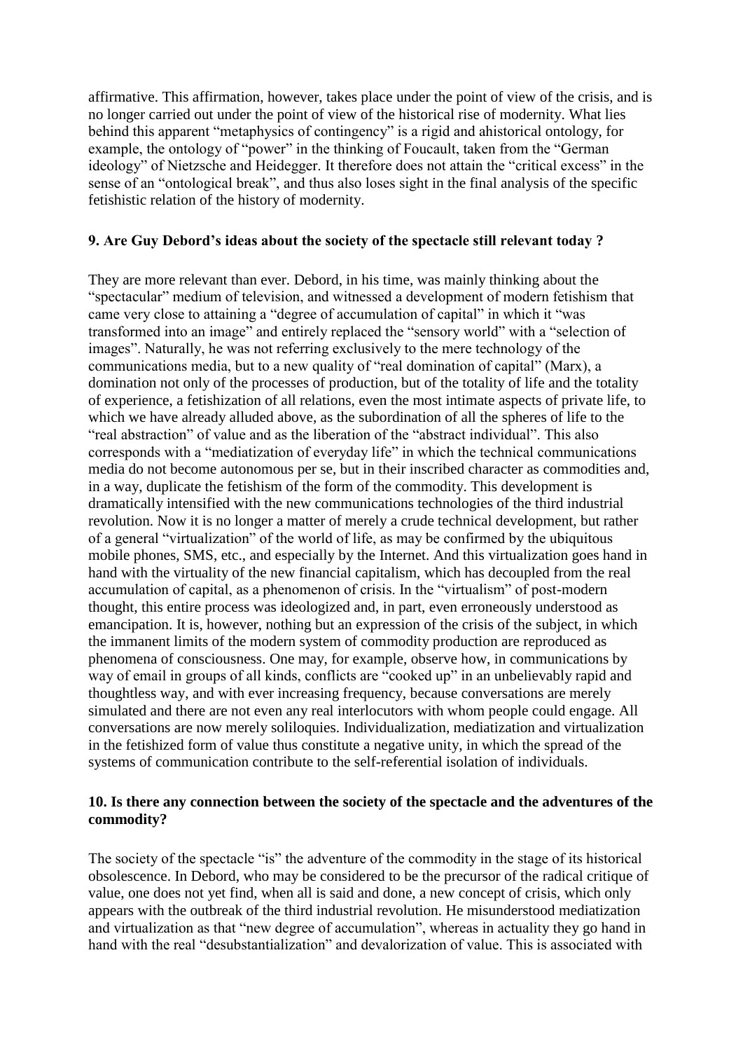affirmative. This affirmation, however, takes place under the point of view of the crisis, and is no longer carried out under the point of view of the historical rise of modernity. What lies behind this apparent "metaphysics of contingency" is a rigid and ahistorical ontology, for example, the ontology of "power" in the thinking of Foucault, taken from the "German ideology" of Nietzsche and Heidegger. It therefore does not attain the "critical excess" in the sense of an "ontological break", and thus also loses sight in the final analysis of the specific fetishistic relation of the history of modernity.

### 9. Are Guy Debord's ideas about the society of the spectacle still relevant today ?

They are more relevant than ever. Debord, in his time, was mainly thinking about the "spectacular" medium of television, and witnessed a development of modern fetishism that came very close to attaining a "degree of accumulation of capital" in which it "was transformed into an image" and entirely replaced the "sensory world" with a "selection of images". Naturally, he was not referring exclusively to the mere technology of the communications media, but to a new quality of "real domination of capital" (Marx), a domination not only of the processes of production, but of the totality of life and the totality of experience, a fetishization of all relations, even the most intimate aspects of private life, to which we have already alluded above, as the subordination of all the spheres of life to the "real abstraction" of value and as the liberation of the "abstract individual". This also corresponds with a "mediatization of everyday life" in which the technical communications media do not become autonomous per se, but in their inscribed character as commodities and, in a way, duplicate the fetishism of the form of the commodity. This development is dramatically intensified with the new communications technologies of the third industrial revolution. Now it is no longer a matter of merely a crude technical development, but rather of a general "virtualization" of the world of life, as may be confirmed by the ubiquitous mobile phones, SMS, etc., and especially by the Internet. And this virtualization goes hand in hand with the virtuality of the new financial capitalism, which has decoupled from the real accumulation of capital, as a phenomenon of crisis. In the "virtualism" of post-modern thought, this entire process was ideologized and, in part, even erroneously understood as emancipation. It is, however, nothing but an expression of the crisis of the subject, in which the immanent limits of the modern system of commodity production are reproduced as phenomena of consciousness. One may, for example, observe how, in communications by way of email in groups of all kinds, conflicts are "cooked up" in an unbelievably rapid and thoughtless way, and with ever increasing frequency, because conversations are merely simulated and there are not even any real interlocutors with whom people could engage. All conversations are now merely soliloquies. Individualization, mediatization and virtualization in the fetishized form of value thus constitute a negative unity, in which the spread of the systems of communication contribute to the self-referential isolation of individuals.

### 10. Is there any connection between the society of the spectacle and the adventures of the commodity?

The society of the spectacle "is" the adventure of the commodity in the stage of its historical obsolescence. In Debord, who may be considered to be the precursor of the radical critique of value, one does not yet find, when all is said and done, a new concept of crisis, which only appears with the outbreak of the third industrial revolution. He misunderstood mediatization and virtualization as that "new degree of accumulation", whereas in actuality they go hand in hand with the real "desubstantialization" and devalorization of value. This is associated with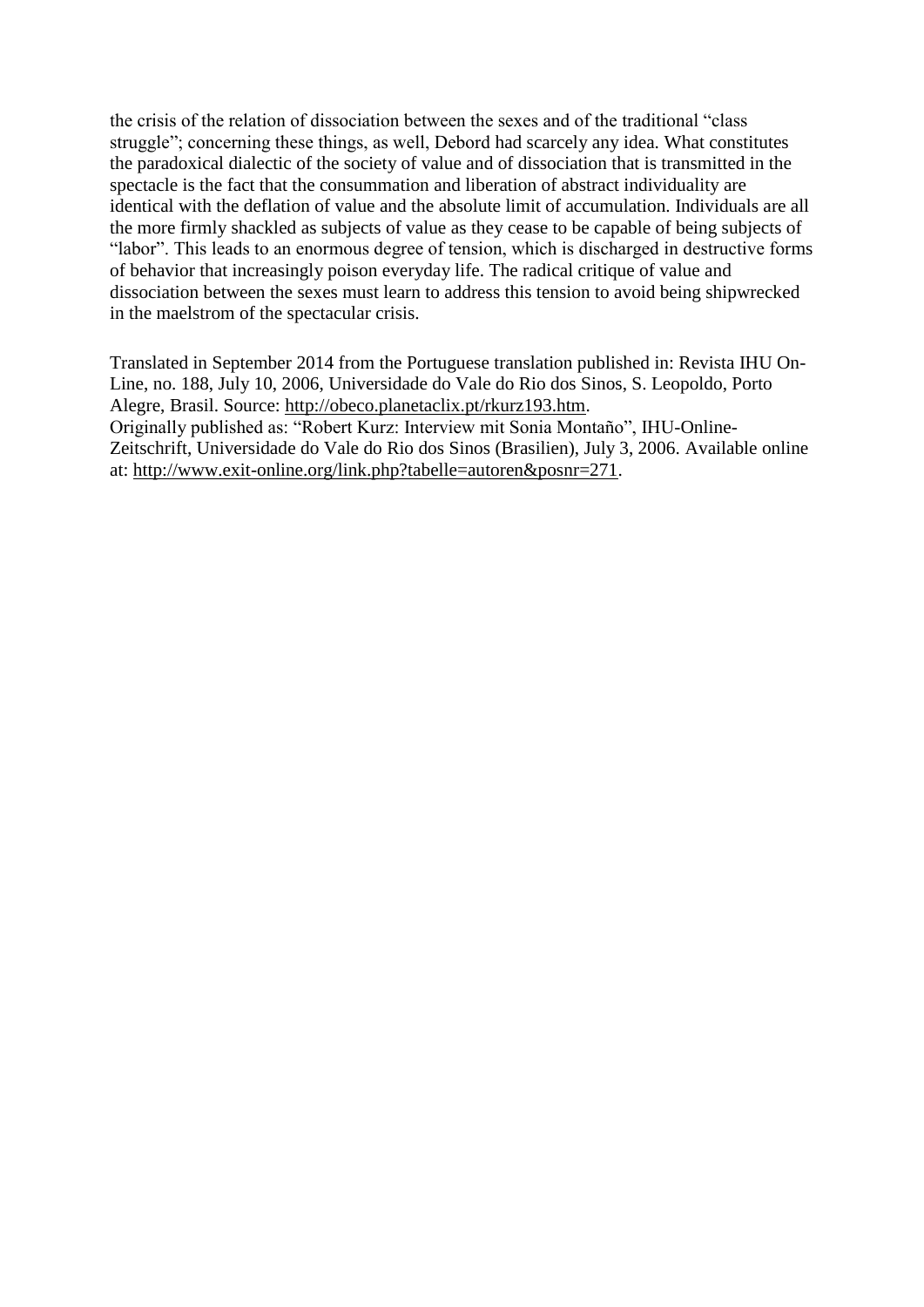the crisis of the relation of dissociation between the sexes and of the traditional "class struggle"; concerning these things, as well, Debord had scarcely any idea. What constitutes the paradoxical dialectic of the society of value and of dissociation that is transmitted in the spectacle is the fact that the consummation and liberation of abstract individuality are identical with the deflation of value and the absolute limit of accumulation. Individuals are all the more firmly shackled as subjects of value as they cease to be capable of being subjects of "labor". This leads to an enormous degree of tension, which is discharged in destructive forms of behavior that increasingly poison everyday life. The radical critique of value and dissociation between the sexes must learn to address this tension to avoid being shipwrecked in the maelstrom of the spectacular crisis.

Translated in September 2014 from the Portuguese translation published in: Revista IHU On-Line, no. 188, July 10, 2006, Universidade do Vale do Rio dos Sinos, S. Leopoldo, Porto Alegre, Brasil. Source: http://obeco.planetaclix.pt/rkurz193.htm.
Originally published as: "Robert Kurz: Interview mit Sonia Montaño", IHU-Online-Zeitschrift, Universidade do Vale do Rio dos Sinos (Brasilien), July 3, 2006. Available online at: http://www.exit-online.org/link.php?tabelle=autoren&posnr=271.